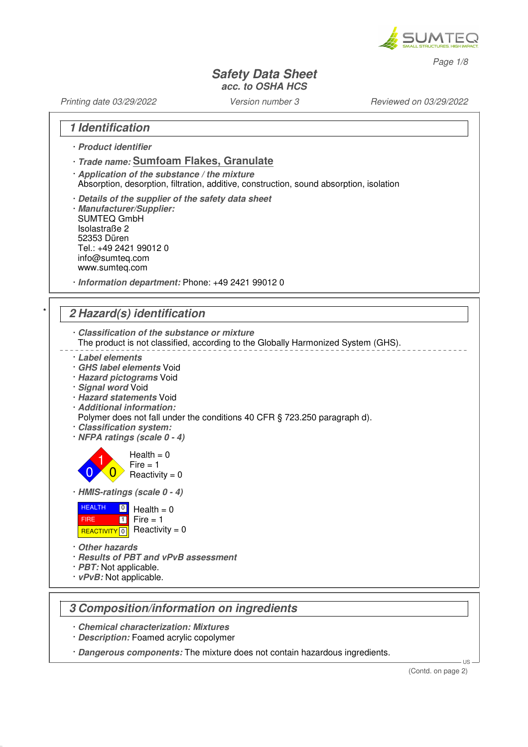# Safety Data Sheet
acc. to OSHA HCS

Printing date 03/29/2022 Version number 3 Reviewed on 03/29/2022

## 1 Identification

· **Product identifier**

· **Trade name: Sumfoam Flakes, Granulate**

· **Application of the substance / the mixture**
Absorption, desorption, filtration, additive, construction, sound absorption, isolation

· **Details of the supplier of the safety data sheet**
· **Manufacturer/Supplier:**
SUMTEQ GmbH
Isolastraße 2
52353 Düren
Tel.: +49 2421 99012 0
info@sumteq.com
www.sumteq.com

· **Information department:** Phone: +49 2421 99012 0

## 2 Hazard(s) identification

· **Classification of the substance or mixture**
The product is not classified, according to the Globally Harmonized System (GHS).

· **Label elements**
· **GHS label elements** Void
· **Hazard pictograms** Void
· **Signal word** Void
· **Hazard statements** Void
· **Additional information:**
Polymer does not fall under the conditions 40 CFR § 723.250 paragraph d).
· **Classification system:**
· **NFPA ratings (scale 0 - 4)**

Health = 0
Fire = 1
Reactivity = 0

· **HMIS-ratings (scale 0 - 4)**

| HEALTH | 0 | Health = 0 |
|---|---|---|
| FIRE | 1 | Fire = 1 |
| REACTIVITY | 0 | Reactivity = 0 |

· **Other hazards**
· **Results of PBT and vPvB assessment**
· **PBT:** Not applicable.
· **vPvB:** Not applicable.

## 3 Composition/information on ingredients

· **Chemical characterization: Mixtures**
· **Description:** Foamed acrylic copolymer

· **Dangerous components:** The mixture does not contain hazardous ingredients.

(Contd. on page 2)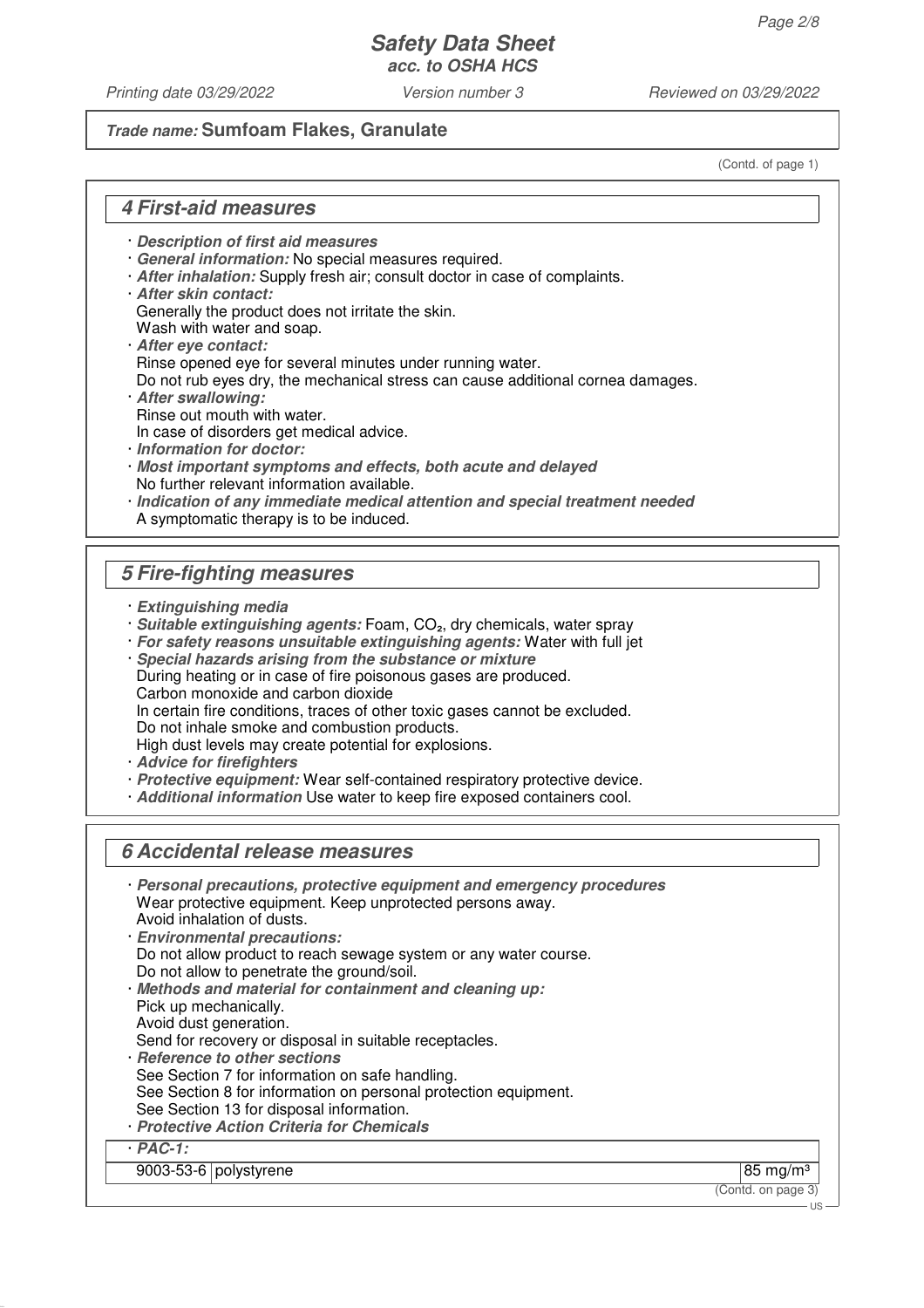**Trade name: Sumfoam Flakes, Granulate**

(Contd. of page 1)

## 4 First-aid measures

- **Description of first aid measures**
- **General information:** No special measures required.
- **After inhalation:** Supply fresh air; consult doctor in case of complaints.
- **After skin contact:**
  Generally the product does not irritate the skin.
  Wash with water and soap.
- **After eye contact:**
  Rinse opened eye for several minutes under running water.
  Do not rub eyes dry, the mechanical stress can cause additional cornea damages.
- **After swallowing:**
  Rinse out mouth with water.
  In case of disorders get medical advice.
- **Information for doctor:**
- **Most important symptoms and effects, both acute and delayed**
  No further relevant information available.
- **Indication of any immediate medical attention and special treatment needed**
  A symptomatic therapy is to be induced.

## 5 Fire-fighting measures

- **Extinguishing media**
- **Suitable extinguishing agents:** Foam, $CO_2$, dry chemicals, water spray
- **For safety reasons unsuitable extinguishing agents:** Water with full jet
- **Special hazards arising from the substance or mixture**
  During heating or in case of fire poisonous gases are produced.
  Carbon monoxide and carbon dioxide
  In certain fire conditions, traces of other toxic gases cannot be excluded.
  Do not inhale smoke and combustion products.
  High dust levels may create potential for explosions.
- **Advice for firefighters**
- **Protective equipment:** Wear self-contained respiratory protective device.
- **Additional information** Use water to keep fire exposed containers cool.

## 6 Accidental release measures

- **Personal precautions, protective equipment and emergency procedures**
  Wear protective equipment. Keep unprotected persons away.
  Avoid inhalation of dusts.
- **Environmental precautions:**
  Do not allow product to reach sewage system or any water course.
  Do not allow to penetrate the ground/soil.
- **Methods and material for containment and cleaning up:**
  Pick up mechanically.
  Avoid dust generation.
  Send for recovery or disposal in suitable receptacles.
- **Reference to other sections**
  See Section 7 for information on safe handling.
  See Section 8 for information on personal protection equipment.
  See Section 13 for disposal information.
- **Protective Action Criteria for Chemicals**

| · PAC-1: | | |
|---|---|---|
| 9003-53-6 | polystyrene | 85 mg/m³ |

(Contd. on page 3)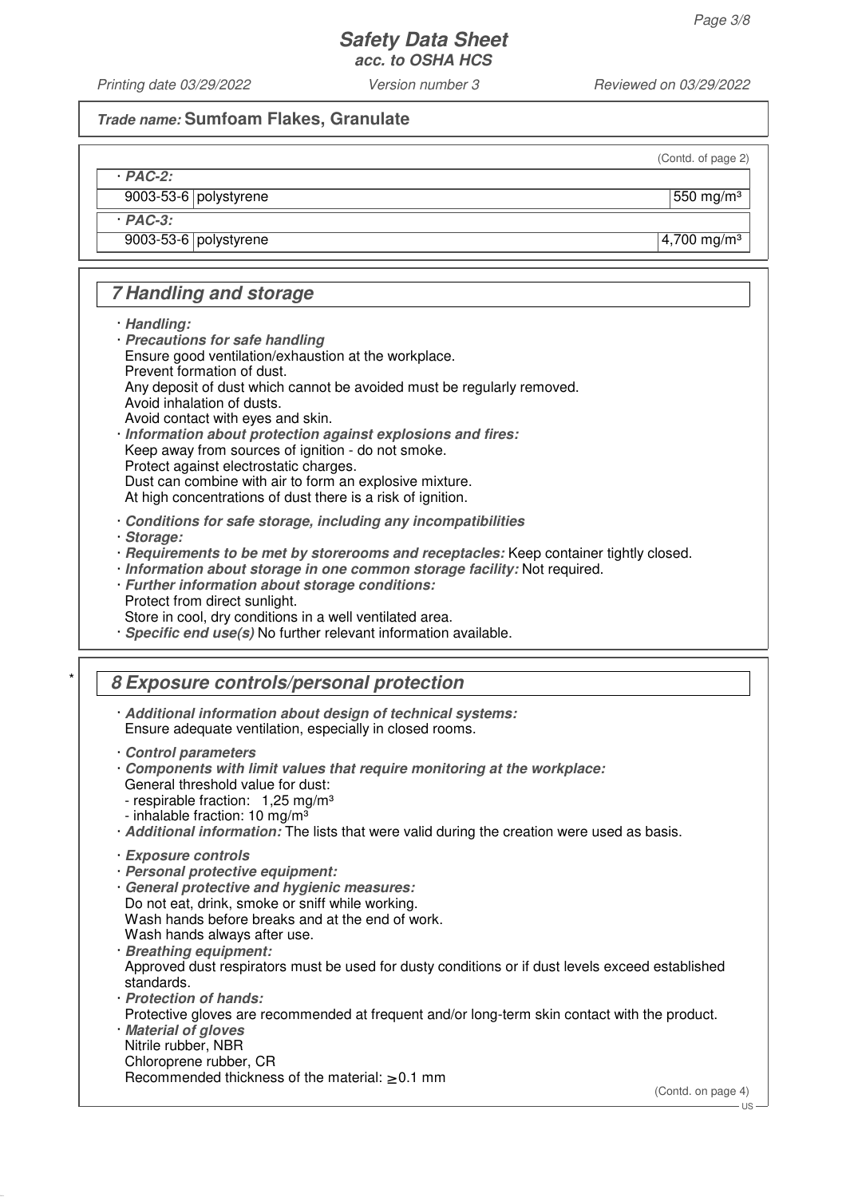## Trade name: Sumfoam Flakes, Granulate

(Contd. of page 2)

**· PAC-2:**

| | | |
|---|---|---|
| 9003-53-6 | polystyrene | 550 mg/m³ |

**· PAC-3:**

| | | |
|---|---|---|
| 9003-53-6 | polystyrene | 4,700 mg/m³ |

## 7 Handling and storage

· ***Handling:***
· ***Precautions for safe handling***
Ensure good ventilation/exhaustion at the workplace.
Prevent formation of dust.
Any deposit of dust which cannot be avoided must be regularly removed.
Avoid inhalation of dusts.
Avoid contact with eyes and skin.
· ***Information about protection against explosions and fires:***
Keep away from sources of ignition - do not smoke.
Protect against electrostatic charges.
Dust can combine with air to form an explosive mixture.
At high concentrations of dust there is a risk of ignition.

· ***Conditions for safe storage, including any incompatibilities***
· ***Storage:***
· ***Requirements to be met by storerooms and receptacles:*** Keep container tightly closed.
· ***Information about storage in one common storage facility:*** Not required.
· ***Further information about storage conditions:***
Protect from direct sunlight.
Store in cool, dry conditions in a well ventilated area.
· ***Specific end use(s)*** No further relevant information available.

## * 8 Exposure controls/personal protection

· ***Additional information about design of technical systems:***
Ensure adequate ventilation, especially in closed rooms.

· ***Control parameters***
· ***Components with limit values that require monitoring at the workplace:***
General threshold value for dust:
- respirable fraction: 1,25 mg/m³
- inhalable fraction: 10 mg/m³
· ***Additional information:*** The lists that were valid during the creation were used as basis.

· ***Exposure controls***
· ***Personal protective equipment:***
· ***General protective and hygienic measures:***
Do not eat, drink, smoke or sniff while working.
Wash hands before breaks and at the end of work.
Wash hands always after use.
· ***Breathing equipment:***
Approved dust respirators must be used for dusty conditions or if dust levels exceed established standards.
· ***Protection of hands:***
Protective gloves are recommended at frequent and/or long-term skin contact with the product.
· ***Material of gloves***
Nitrile rubber, NBR
Chloroprene rubber, CR
Recommended thickness of the material: $\geq$ 0.1 mm

(Contd. on page 4)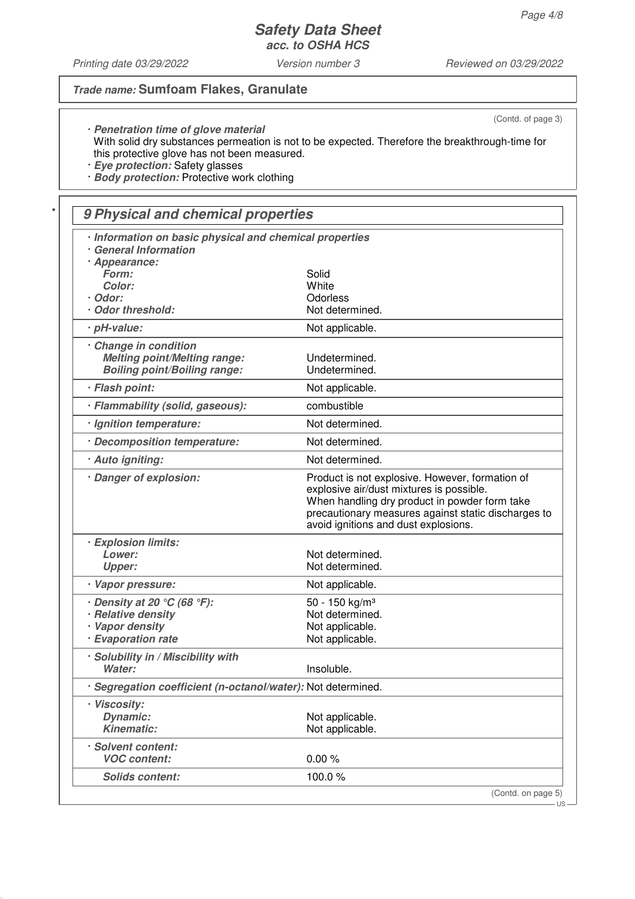## Safety Data Sheet
### acc. to OSHA HCS

Printing date 03/29/2022 | Version number 3 | Reviewed on 03/29/2022

**Trade name: Sumfoam Flakes, Granulate**

(Contd. of page 3)

- ***Penetration time of glove material***
  With solid dry substances permeation is not to be expected. Therefore the breakthrough-time for this protective glove has not been measured.
- ***Eye protection:*** Safety glasses
- ***Body protection:*** Protective work clothing

## 9 Physical and chemical properties

| Property | Value |
|---|---|
| ***Information on basic physical and chemical properties*** | |
| ***General Information*** | |
| ***Appearance:*** | |
| ***Form:*** | Solid |
| ***Color:*** | White |
| ***Odor:*** | Odorless |
| ***Odor threshold:*** | Not determined. |
| ***pH-value:*** | Not applicable. |
| ***Change in condition*** | |
| ***Melting point/Melting range:*** | Undetermined. |
| ***Boiling point/Boiling range:*** | Undetermined. |
| ***Flash point:*** | Not applicable. |
| ***Flammability (solid, gaseous):*** | combustible |
| ***Ignition temperature:*** | Not determined. |
| ***Decomposition temperature:*** | Not determined. |
| ***Auto igniting:*** | Not determined. |
| ***Danger of explosion:*** | Product is not explosive. However, formation of explosive air/dust mixtures is possible. When handling dry product in powder form take precautionary measures against static discharges to avoid ignitions and dust explosions. |
| ***Explosion limits:*** | |
| ***Lower:*** | Not determined. |
| ***Upper:*** | Not determined. |
| ***Vapor pressure:*** | Not applicable. |
| ***Density at 20 °C (68 °F):*** | 50 - 150 kg/m³ |
| ***Relative density*** | Not determined. |
| ***Vapor density*** | Not applicable. |
| ***Evaporation rate*** | Not applicable. |
| ***Solubility in / Miscibility with*** | |
| ***Water:*** | Insoluble. |
| ***Segregation coefficient (n-octanol/water):*** | Not determined. |
| ***Viscosity:*** | |
| ***Dynamic:*** | Not applicable. |
| ***Kinematic:*** | Not applicable. |
| ***Solvent content:*** | |
| ***VOC content:*** | 0.00 % |
| ***Solids content:*** | 100.0 % |

(Contd. on page 5)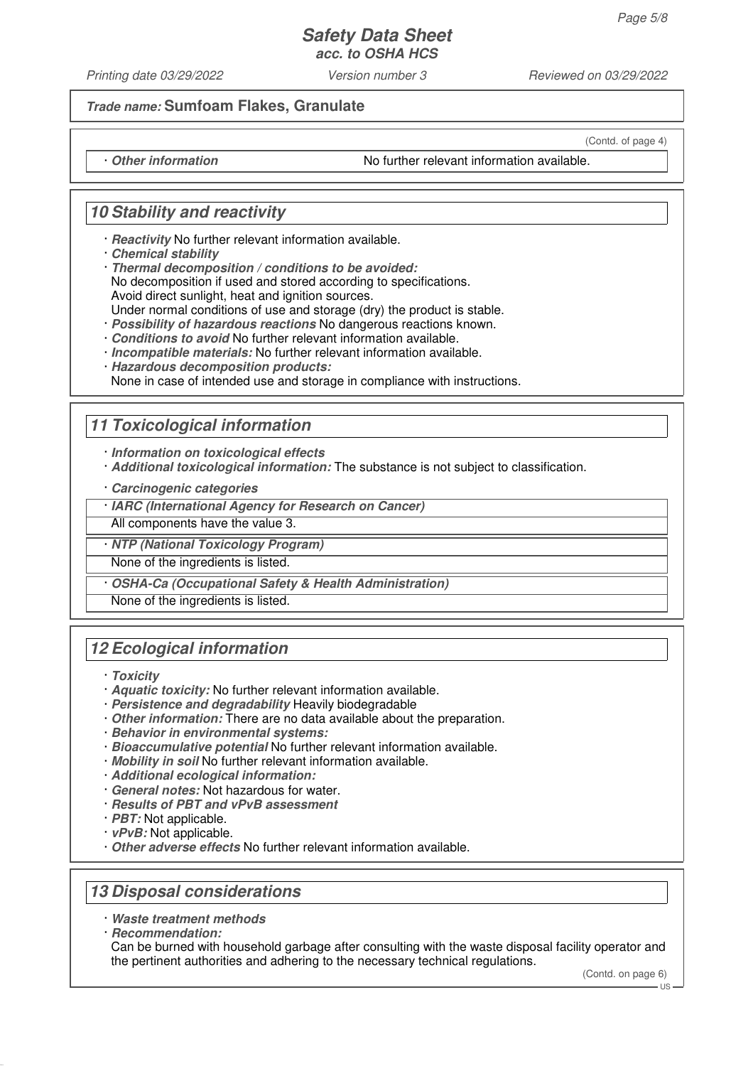**Trade name: Sumfoam Flakes, Granulate**

(Contd. of page 4)

· ***Other information*** No further relevant information available.

## *10 Stability and reactivity*

· ***Reactivity*** No further relevant information available.
· ***Chemical stability***
· ***Thermal decomposition / conditions to be avoided:***
No decomposition if used and stored according to specifications.
Avoid direct sunlight, heat and ignition sources.
Under normal conditions of use and storage (dry) the product is stable.
· ***Possibility of hazardous reactions*** No dangerous reactions known.
· ***Conditions to avoid*** No further relevant information available.
· ***Incompatible materials:*** No further relevant information available.
· ***Hazardous decomposition products:***
None in case of intended use and storage in compliance with instructions.

## *11 Toxicological information*

· ***Information on toxicological effects***
· ***Additional toxicological information:*** The substance is not subject to classification.

· ***Carcinogenic categories***

· ***IARC (International Agency for Research on Cancer)***
All components have the value 3.

· ***NTP (National Toxicology Program)***
None of the ingredients is listed.

· ***OSHA-Ca (Occupational Safety & Health Administration)***
None of the ingredients is listed.

## *12 Ecological information*

· ***Toxicity***
· ***Aquatic toxicity:*** No further relevant information available.
· ***Persistence and degradability*** Heavily biodegradable
· ***Other information:*** There are no data available about the preparation.
· ***Behavior in environmental systems:***
· ***Bioaccumulative potential*** No further relevant information available.
· ***Mobility in soil*** No further relevant information available.
· ***Additional ecological information:***
· ***General notes:*** Not hazardous for water.
· ***Results of PBT and vPvB assessment***
· ***PBT:*** Not applicable.
· ***vPvB:*** Not applicable.
· ***Other adverse effects*** No further relevant information available.

## *13 Disposal considerations*

· ***Waste treatment methods***
· ***Recommendation:***
Can be burned with household garbage after consulting with the waste disposal facility operator and the pertinent authorities and adhering to the necessary technical regulations.

(Contd. on page 6)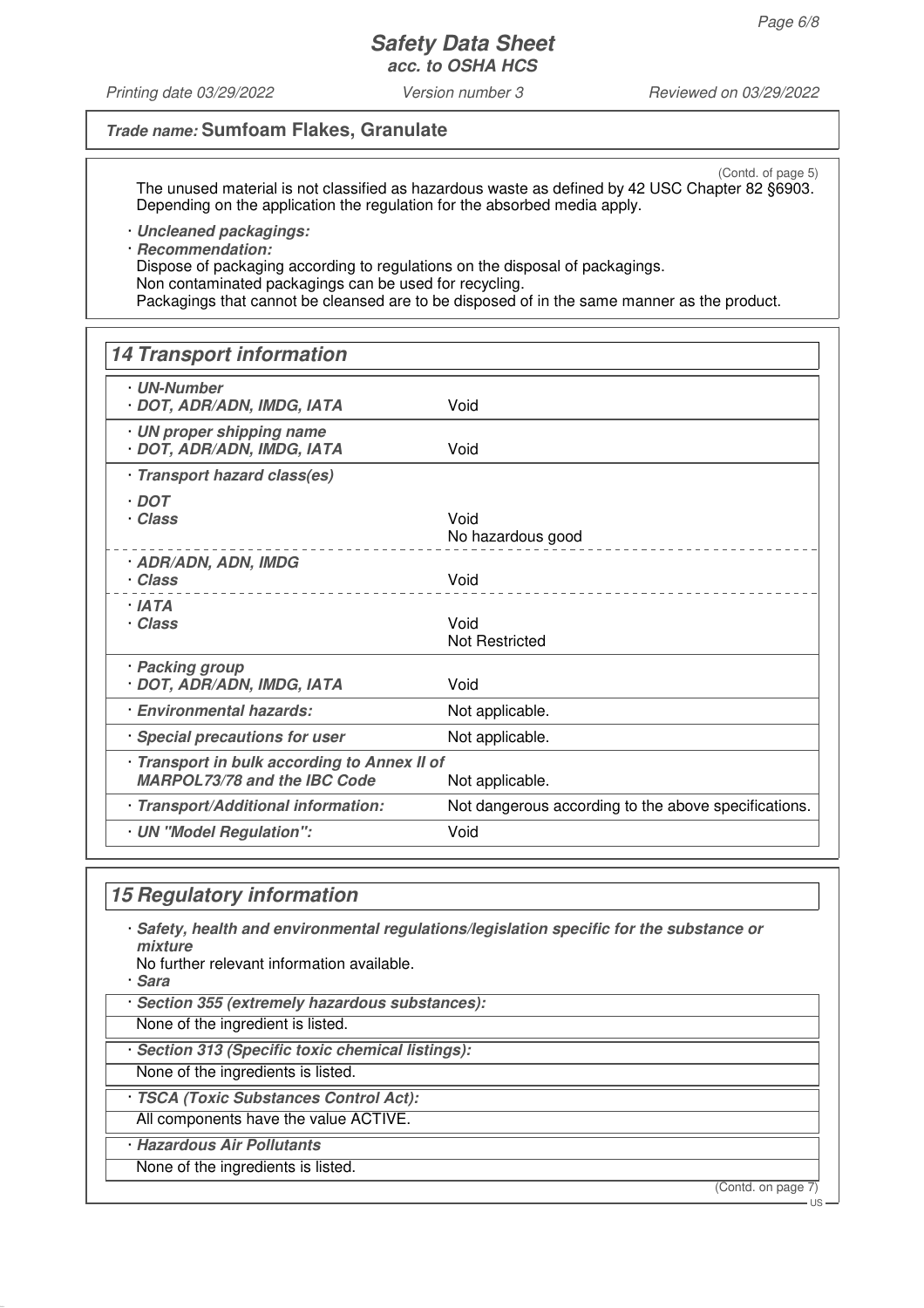(Contd. of page 5)

The unused material is not classified as hazardous waste as defined by 42 USC Chapter 82 §6903. Depending on the application the regulation for the absorbed media apply.

· **Uncleaned packagings:**
· **Recommendation:**
Dispose of packaging according to regulations on the disposal of packagings.
Non contaminated packagings can be used for recycling.
Packagings that cannot be cleansed are to be disposed of in the same manner as the product.

## 14 Transport information

| | |
|---|---|
| · **UN-Number** · **DOT, ADR/ADN, IMDG, IATA** | Void |
| · **UN proper shipping name** · **DOT, ADR/ADN, IMDG, IATA** | Void |
| · **Transport hazard class(es)** | |
| · **DOT** · **Class** | Void No hazardous good |
| · **ADR/ADN, ADN, IMDG** · **Class** | Void |
| · **IATA** · **Class** | Void Not Restricted |
| · **Packing group** · **DOT, ADR/ADN, IMDG, IATA** | Void |
| · **Environmental hazards:** | Not applicable. |
| · **Special precautions for user** | Not applicable. |
| · **Transport in bulk according to Annex II of MARPOL73/78 and the IBC Code** | Not applicable. |
| · **Transport/Additional information:** | Not dangerous according to the above specifications. |
| · **UN "Model Regulation":** | Void |

## 15 Regulatory information

· **Safety, health and environmental regulations/legislation specific for the substance or mixture**
No further relevant information available.

· **Sara**

· **Section 355 (extremely hazardous substances):**
None of the ingredient is listed.

· **Section 313 (Specific toxic chemical listings):**
None of the ingredients is listed.

· **TSCA (Toxic Substances Control Act):**
All components have the value ACTIVE.

· **Hazardous Air Pollutants**
None of the ingredients is listed.

(Contd. on page 7)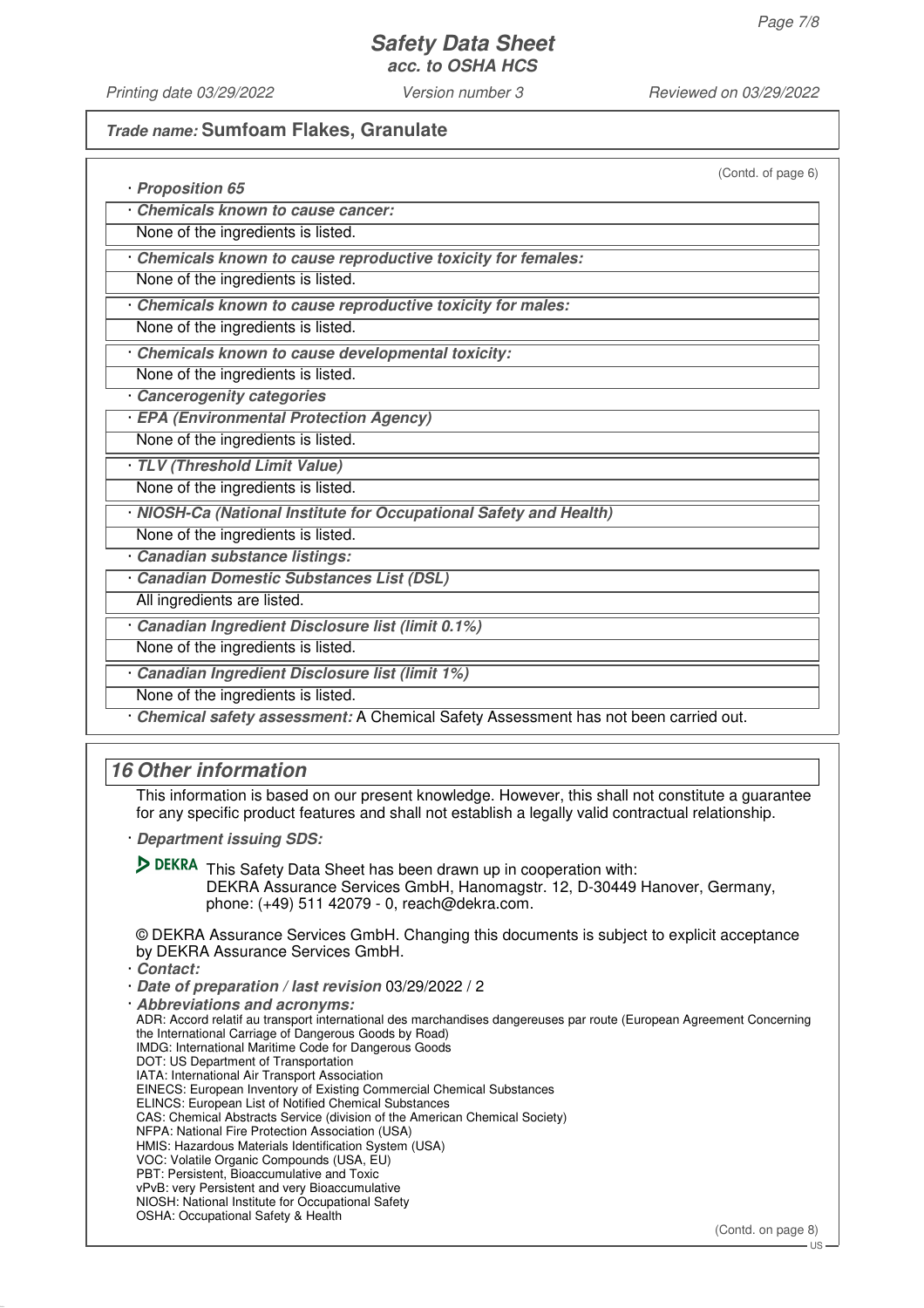**Trade name: Sumfoam Flakes, Granulate**

(Contd. of page 6)

· **Proposition 65**

· **Chemicals known to cause cancer:**

None of the ingredients is listed.

· **Chemicals known to cause reproductive toxicity for females:**

None of the ingredients is listed.

· **Chemicals known to cause reproductive toxicity for males:**

None of the ingredients is listed.

· **Chemicals known to cause developmental toxicity:**

None of the ingredients is listed.

· **Cancerogenity categories**

· **EPA (Environmental Protection Agency)**

None of the ingredients is listed.

· **TLV (Threshold Limit Value)**

None of the ingredients is listed.

· **NIOSH-Ca (National Institute for Occupational Safety and Health)**

None of the ingredients is listed.

· **Canadian substance listings:**

· **Canadian Domestic Substances List (DSL)**

All ingredients are listed.

· **Canadian Ingredient Disclosure list (limit 0.1%)**

None of the ingredients is listed.

· **Canadian Ingredient Disclosure list (limit 1%)**

None of the ingredients is listed.

· **Chemical safety assessment:** A Chemical Safety Assessment has not been carried out.

## 16 Other information

This information is based on our present knowledge. However, this shall not constitute a guarantee for any specific product features and shall not establish a legally valid contractual relationship.

· **Department issuing SDS:**

DEKRA This Safety Data Sheet has been drawn up in cooperation with:
DEKRA Assurance Services GmbH, Hanomagstr. 12, D-30449 Hanover, Germany, phone: (+49) 511 42079 - 0, reach@dekra.com.

© DEKRA Assurance Services GmbH. Changing this documents is subject to explicit acceptance by DEKRA Assurance Services GmbH.

· **Contact:**

· **Date of preparation / last revision** 03/29/2022 / 2

· **Abbreviations and acronyms:**

ADR: Accord relatif au transport international des marchandises dangereuses par route (European Agreement Concerning the International Carriage of Dangerous Goods by Road)
IMDG: International Maritime Code for Dangerous Goods
DOT: US Department of Transportation
IATA: International Air Transport Association
EINECS: European Inventory of Existing Commercial Chemical Substances
ELINCS: European List of Notified Chemical Substances
CAS: Chemical Abstracts Service (division of the American Chemical Society)
NFPA: National Fire Protection Association (USA)
HMIS: Hazardous Materials Identification System (USA)
VOC: Volatile Organic Compounds (USA, EU)
PBT: Persistent, Bioaccumulative and Toxic
vPvB: very Persistent and very Bioaccumulative
NIOSH: National Institute for Occupational Safety
OSHA: Occupational Safety & Health

(Contd. on page 8)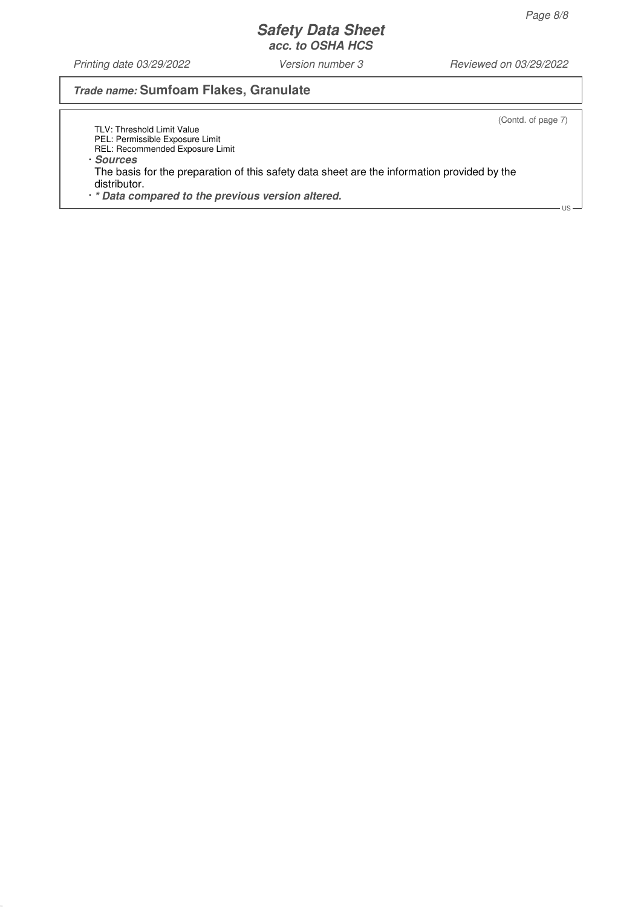## Trade name: Sumfoam Flakes, Granulate

(Contd. of page 7)

TLV: Threshold Limit Value
PEL: Permissible Exposure Limit
REL: Recommended Exposure Limit

· ***Sources***

The basis for the preparation of this safety data sheet are the information provided by the distributor.

· ***\* Data compared to the previous version altered.***

US